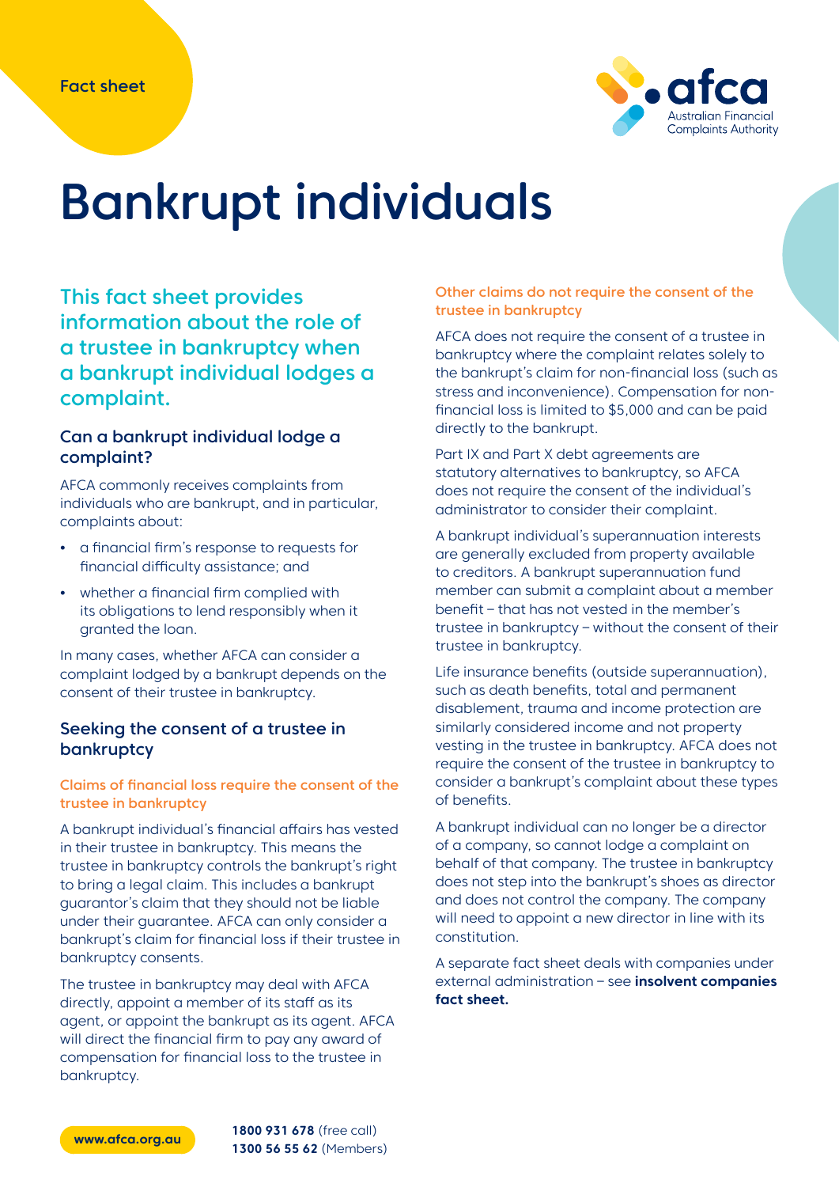Fact sheet

# Bankrupt individuals

## This fact sheet provides information about the role of a trustee in bankruptcy when a bankrupt individual lodges a complaint.

### Can a bankrupt individual lodge a complaint?

AFCA commonly receives complaints from individuals who are bankrupt, and in particular, complaints about:

- a financial firm's response to requests for financial difficulty assistance; and
- whether a financial firm complied with its obligations to lend responsibly when it granted the loan.

In many cases, whether AFCA can consider a complaint lodged by a bankrupt depends on the consent of their trustee in bankruptcy.

### Seeking the consent of a trustee in bankruptcy

#### Claims of financial loss require the consent of the trustee in bankruptcy

A bankrupt individual's financial affairs has vested in their trustee in bankruptcy. This means the trustee in bankruptcy controls the bankrupt's right to bring a legal claim. This includes a bankrupt guarantor's claim that they should not be liable under their guarantee. AFCA can only consider a bankrupt's claim for financial loss if their trustee in bankruptcy consents.

The trustee in bankruptcy may deal with AFCA directly, appoint a member of its staff as its agent, or appoint the bankrupt as its agent. AFCA will direct the financial firm to pay any award of compensation for financial loss to the trustee in bankruptcy.

#### Other claims do not require the consent of the trustee in bankruptcy

AFCA does not require the consent of a trustee in bankruptcy where the complaint relates solely to the bankrupt's claim for non-financial loss (such as stress and inconvenience). Compensation for non-financial loss is limited to $5,000 and can be paid directly to the bankrupt.

Part IX and Part X debt agreements are statutory alternatives to bankruptcy, so AFCA does not require the consent of the individual's administrator to consider their complaint.

A bankrupt individual's superannuation interests are generally excluded from property available to creditors. A bankrupt superannuation fund member can submit a complaint about a member benefit – that has not vested in the member's trustee in bankruptcy – without the consent of their trustee in bankruptcy.

Life insurance benefits (outside superannuation), such as death benefits, total and permanent disablement, trauma and income protection are similarly considered income and not property vesting in the trustee in bankruptcy. AFCA does not require the consent of the trustee in bankruptcy to consider a bankrupt's complaint about these types of benefits.

A bankrupt individual can no longer be a director of a company, so cannot lodge a complaint on behalf of that company. The trustee in bankruptcy does not step into the bankrupt's shoes as director and does not control the company. The company will need to appoint a new director in line with its constitution.

A separate fact sheet deals with companies under external administration – see **insolvent companies fact sheet.**

www.afca.org.au

**1800 931 678** (free call)
**1300 56 55 62** (Members)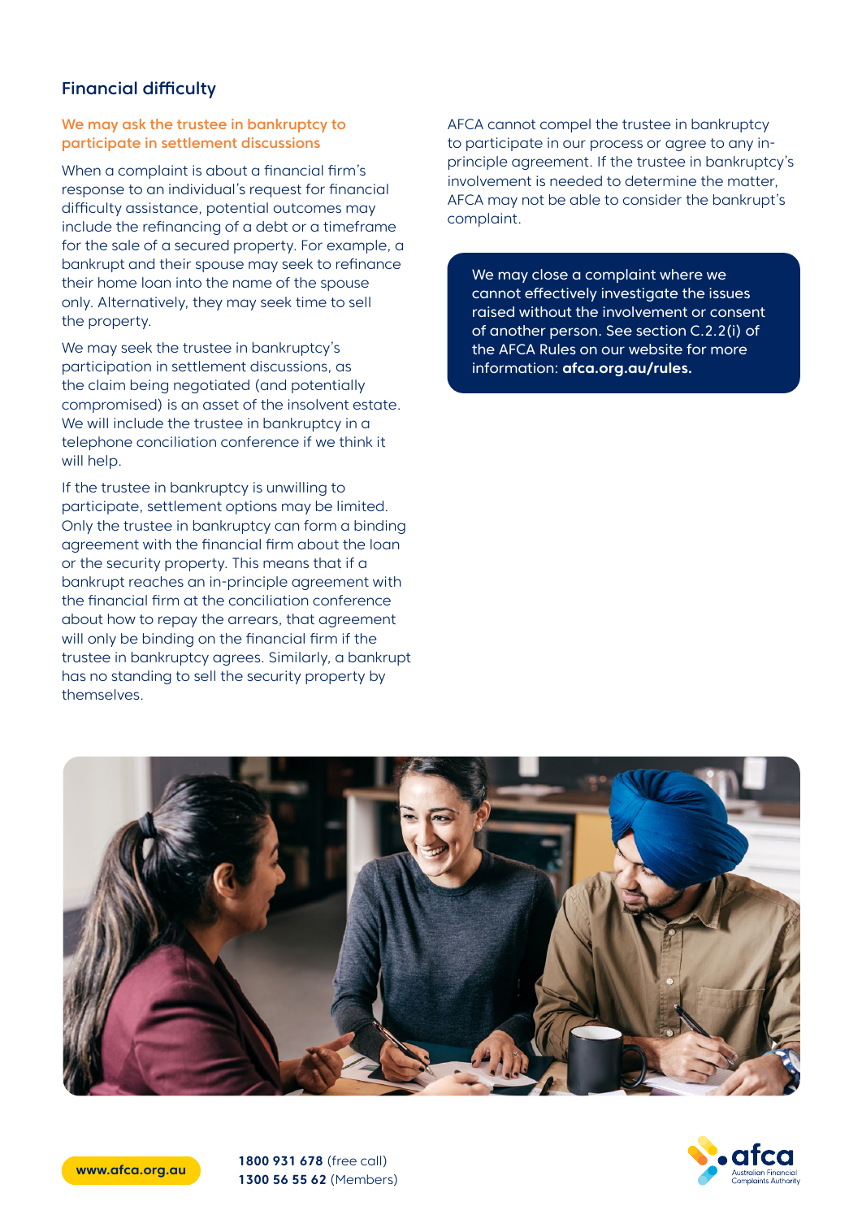## Financial difficulty

### We may ask the trustee in bankruptcy to participate in settlement discussions

When a complaint is about a financial firm's response to an individual's request for financial difficulty assistance, potential outcomes may include the refinancing of a debt or a timeframe for the sale of a secured property. For example, a bankrupt and their spouse may seek to refinance their home loan into the name of the spouse only. Alternatively, they may seek time to sell the property.

We may seek the trustee in bankruptcy's participation in settlement discussions, as the claim being negotiated (and potentially compromised) is an asset of the insolvent estate. We will include the trustee in bankruptcy in a telephone conciliation conference if we think it will help.

If the trustee in bankruptcy is unwilling to participate, settlement options may be limited. Only the trustee in bankruptcy can form a binding agreement with the financial firm about the loan or the security property. This means that if a bankrupt reaches an in-principle agreement with the financial firm at the conciliation conference about how to repay the arrears, that agreement will only be binding on the financial firm if the trustee in bankruptcy agrees. Similarly, a bankrupt has no standing to sell the security property by themselves.

AFCA cannot compel the trustee in bankruptcy to participate in our process or agree to any in-principle agreement. If the trustee in bankruptcy's involvement is needed to determine the matter, AFCA may not be able to consider the bankrupt's complaint.

We may close a complaint where we cannot effectively investigate the issues raised without the involvement or consent of another person. See section C.2.2(i) of the AFCA Rules on our website for more information: **afca.org.au/rules.**

**www.afca.org.au**

**1800 931 678** (free call)
**1300 56 55 62** (Members)